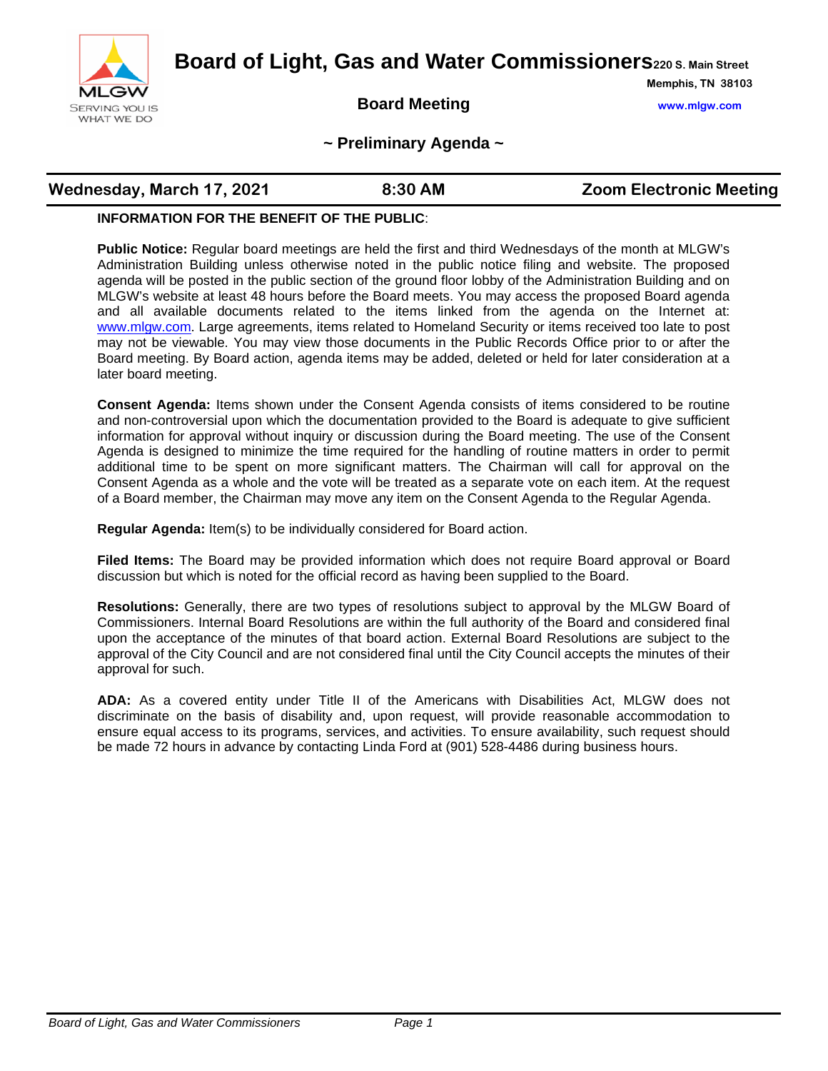# Board of Light, Gas and Water Commissioners

220 S. Main Street
Memphis, TN 38103
www.mlgw.com

MLGW
SERVING YOU IS WHAT WE DO

## Board Meeting

## ~ Preliminary Agenda ~

**Wednesday, March 17, 2021** | **8:30 AM** | **Zoom Electronic Meeting**

**INFORMATION FOR THE BENEFIT OF THE PUBLIC**:

**Public Notice:** Regular board meetings are held the first and third Wednesdays of the month at MLGW's Administration Building unless otherwise noted in the public notice filing and website. The proposed agenda will be posted in the public section of the ground floor lobby of the Administration Building and on MLGW's website at least 48 hours before the Board meets. You may access the proposed Board agenda and all available documents related to the items linked from the agenda on the Internet at: www.mlgw.com. Large agreements, items related to Homeland Security or items received too late to post may not be viewable. You may view those documents in the Public Records Office prior to or after the Board meeting. By Board action, agenda items may be added, deleted or held for later consideration at a later board meeting.

**Consent Agenda:** Items shown under the Consent Agenda consists of items considered to be routine and non-controversial upon which the documentation provided to the Board is adequate to give sufficient information for approval without inquiry or discussion during the Board meeting. The use of the Consent Agenda is designed to minimize the time required for the handling of routine matters in order to permit additional time to be spent on more significant matters. The Chairman will call for approval on the Consent Agenda as a whole and the vote will be treated as a separate vote on each item. At the request of a Board member, the Chairman may move any item on the Consent Agenda to the Regular Agenda.

**Regular Agenda:** Item(s) to be individually considered for Board action.

**Filed Items:** The Board may be provided information which does not require Board approval or Board discussion but which is noted for the official record as having been supplied to the Board.

**Resolutions:** Generally, there are two types of resolutions subject to approval by the MLGW Board of Commissioners. Internal Board Resolutions are within the full authority of the Board and considered final upon the acceptance of the minutes of that board action. External Board Resolutions are subject to the approval of the City Council and are not considered final until the City Council accepts the minutes of their approval for such.

**ADA:** As a covered entity under Title II of the Americans with Disabilities Act, MLGW does not discriminate on the basis of disability and, upon request, will provide reasonable accommodation to ensure equal access to its programs, services, and activities. To ensure availability, such request should be made 72 hours in advance by contacting Linda Ford at (901) 528-4486 during business hours.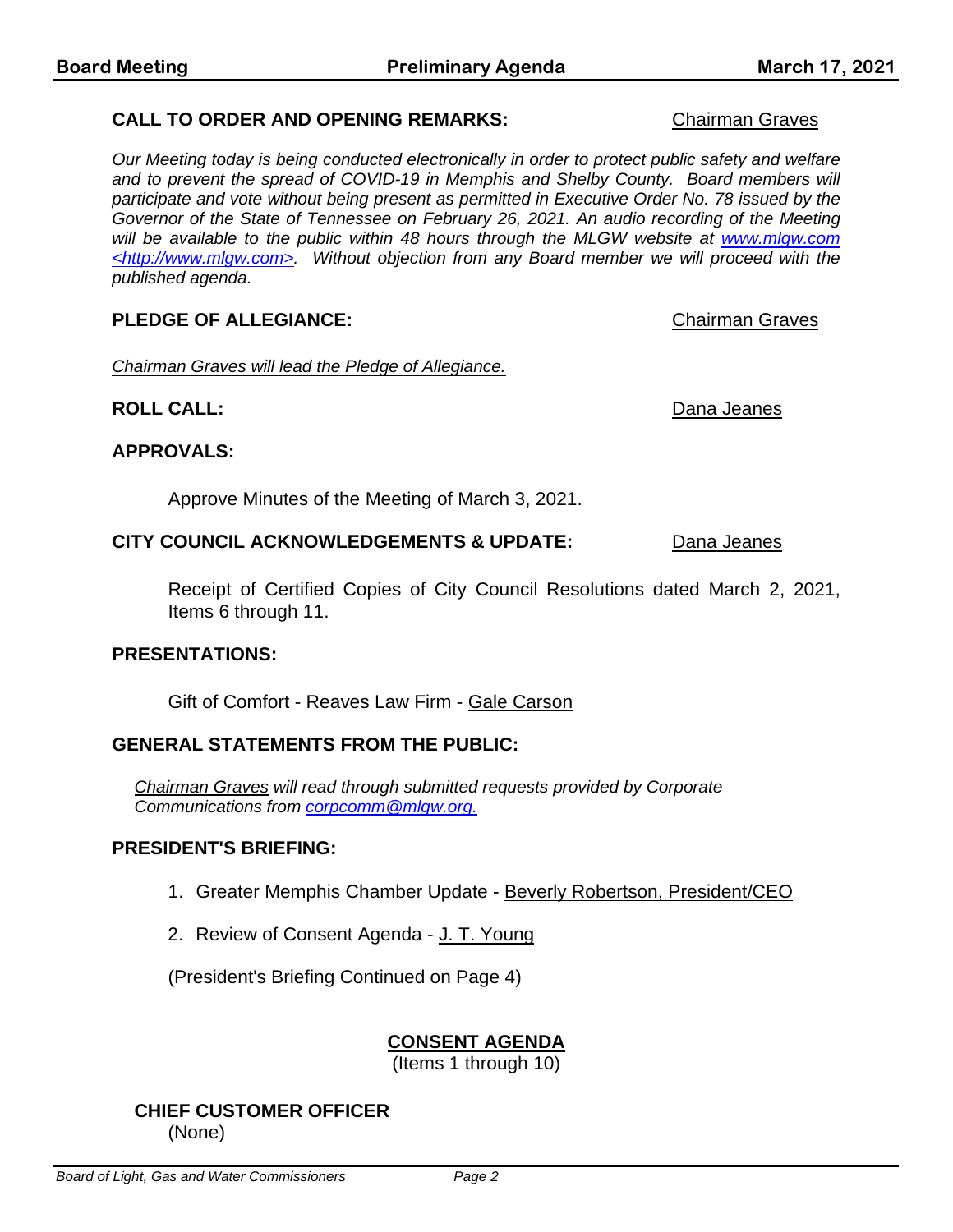**CALL TO ORDER AND OPENING REMARKS:** Chairman Graves

*Our Meeting today is being conducted electronically in order to protect public safety and welfare and to prevent the spread of COVID-19 in Memphis and Shelby County. Board members will participate and vote without being present as permitted in Executive Order No. 78 issued by the Governor of the State of Tennessee on February 26, 2021. An audio recording of the Meeting will be available to the public within 48 hours through the MLGW website at www.mlgw.com <http://www.mlgw.com>. Without objection from any Board member we will proceed with the published agenda.*

**PLEDGE OF ALLEGIANCE:** Chairman Graves

*Chairman Graves will lead the Pledge of Allegiance.*

**ROLL CALL:** Dana Jeanes

**APPROVALS:**

Approve Minutes of the Meeting of March 3, 2021.

**CITY COUNCIL ACKNOWLEDGEMENTS & UPDATE:** Dana Jeanes

Receipt of Certified Copies of City Council Resolutions dated March 2, 2021, Items 6 through 11.

**PRESENTATIONS:**

Gift of Comfort - Reaves Law Firm - Gale Carson

**GENERAL STATEMENTS FROM THE PUBLIC:**

*Chairman Graves will read through submitted requests provided by Corporate Communications from corpcomm@mlgw.org.*

**PRESIDENT'S BRIEFING:**

1. Greater Memphis Chamber Update - Beverly Robertson, President/CEO
2. Review of Consent Agenda - J. T. Young

(President's Briefing Continued on Page 4)

**CONSENT AGENDA**
(Items 1 through 10)

**CHIEF CUSTOMER OFFICER**
(None)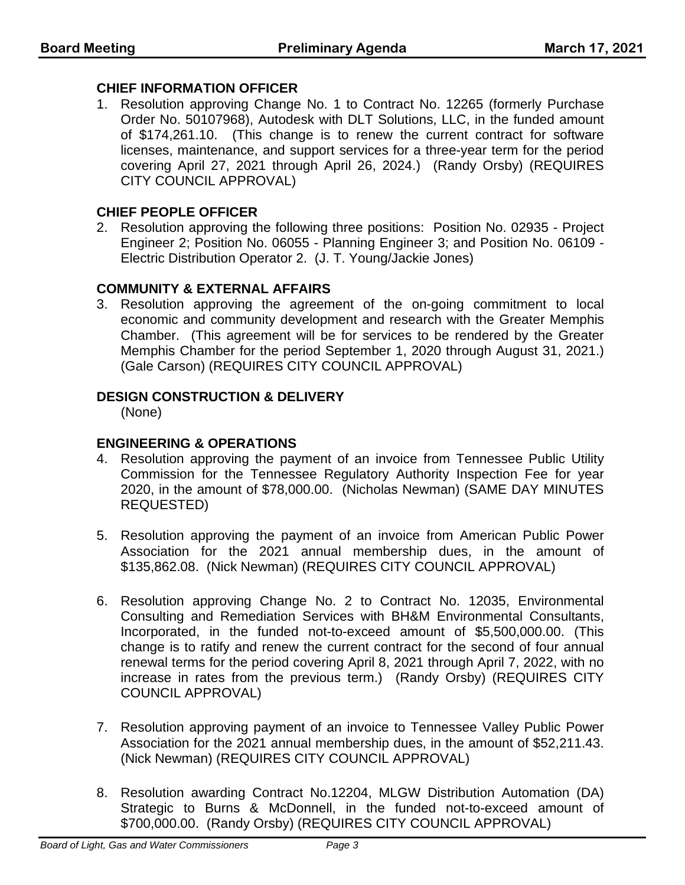## CHIEF INFORMATION OFFICER

1. Resolution approving Change No. 1 to Contract No. 12265 (formerly Purchase Order No. 50107968), Autodesk with DLT Solutions, LLC, in the funded amount of $174,261.10. (This change is to renew the current contract for software licenses, maintenance, and support services for a three-year term for the period covering April 27, 2021 through April 26, 2024.) (Randy Orsby) (REQUIRES CITY COUNCIL APPROVAL)

## CHIEF PEOPLE OFFICER

2. Resolution approving the following three positions: Position No. 02935 - Project Engineer 2; Position No. 06055 - Planning Engineer 3; and Position No. 06109 - Electric Distribution Operator 2. (J. T. Young/Jackie Jones)

## COMMUNITY & EXTERNAL AFFAIRS

3. Resolution approving the agreement of the on-going commitment to local economic and community development and research with the Greater Memphis Chamber. (This agreement will be for services to be rendered by the Greater Memphis Chamber for the period September 1, 2020 through August 31, 2021.) (Gale Carson) (REQUIRES CITY COUNCIL APPROVAL)

## DESIGN CONSTRUCTION & DELIVERY

(None)

## ENGINEERING & OPERATIONS

4. Resolution approving the payment of an invoice from Tennessee Public Utility Commission for the Tennessee Regulatory Authority Inspection Fee for year 2020, in the amount of $78,000.00. (Nicholas Newman) (SAME DAY MINUTES REQUESTED)

5. Resolution approving the payment of an invoice from American Public Power Association for the 2021 annual membership dues, in the amount of $135,862.08. (Nick Newman) (REQUIRES CITY COUNCIL APPROVAL)

6. Resolution approving Change No. 2 to Contract No. 12035, Environmental Consulting and Remediation Services with BH&M Environmental Consultants, Incorporated, in the funded not-to-exceed amount of $5,500,000.00. (This change is to ratify and renew the current contract for the second of four annual renewal terms for the period covering April 8, 2021 through April 7, 2022, with no increase in rates from the previous term.) (Randy Orsby) (REQUIRES CITY COUNCIL APPROVAL)

7. Resolution approving payment of an invoice to Tennessee Valley Public Power Association for the 2021 annual membership dues, in the amount of $52,211.43. (Nick Newman) (REQUIRES CITY COUNCIL APPROVAL)

8. Resolution awarding Contract No.12204, MLGW Distribution Automation (DA) Strategic to Burns & McDonnell, in the funded not-to-exceed amount of $700,000.00. (Randy Orsby) (REQUIRES CITY COUNCIL APPROVAL)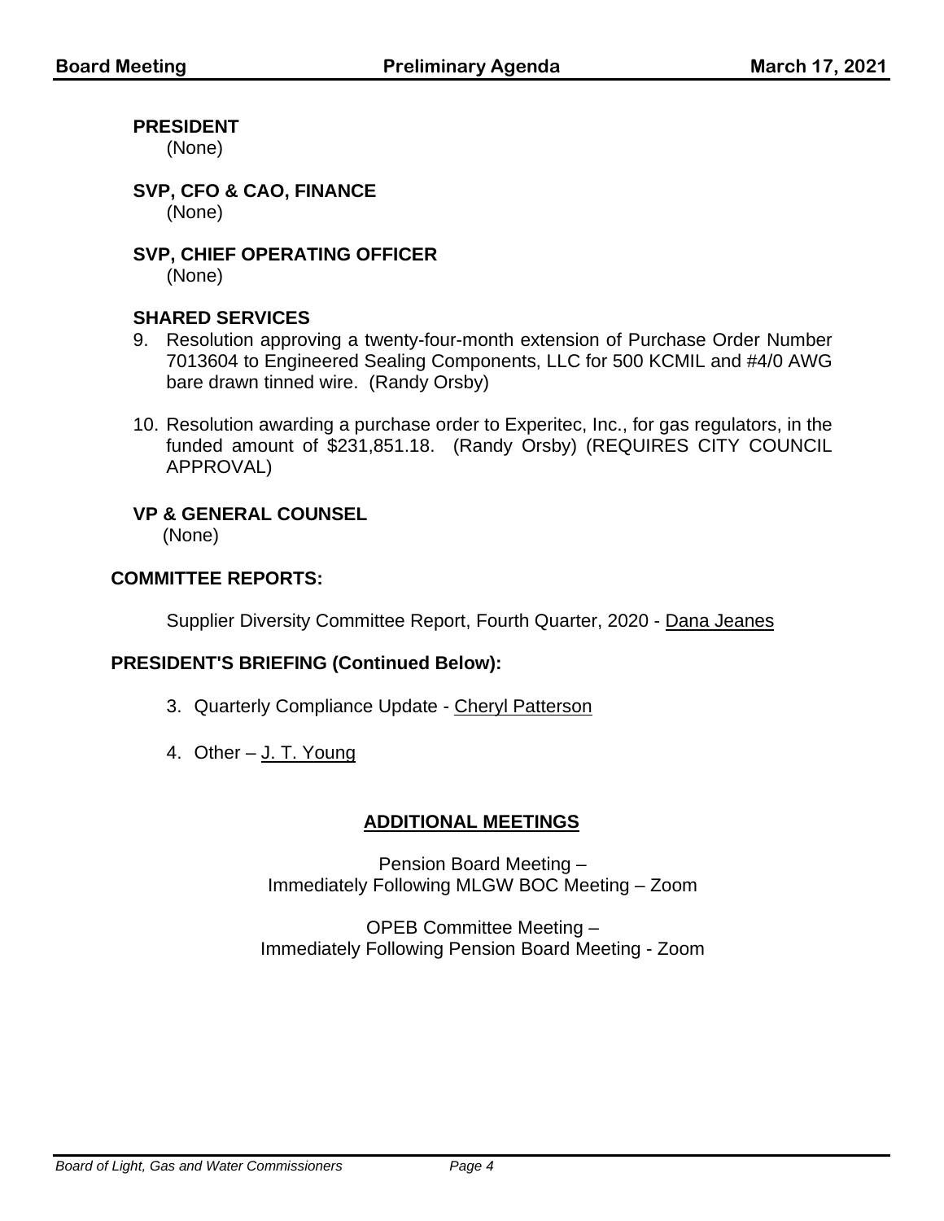**PRESIDENT**
(None)

**SVP, CFO & CAO, FINANCE**
(None)

**SVP, CHIEF OPERATING OFFICER**
(None)

**SHARED SERVICES**

9. Resolution approving a twenty-four-month extension of Purchase Order Number 7013604 to Engineered Sealing Components, LLC for 500 KCMIL and #4/0 AWG bare drawn tinned wire. (Randy Orsby)

10. Resolution awarding a purchase order to Experitec, Inc., for gas regulators, in the funded amount of $231,851.18. (Randy Orsby) (REQUIRES CITY COUNCIL APPROVAL)

**VP & GENERAL COUNSEL**
(None)

**COMMITTEE REPORTS:**

Supplier Diversity Committee Report, Fourth Quarter, 2020 - Dana Jeanes

**PRESIDENT'S BRIEFING (Continued Below):**

3. Quarterly Compliance Update - Cheryl Patterson

4. Other – J. T. Young

## ADDITIONAL MEETINGS

Pension Board Meeting –
Immediately Following MLGW BOC Meeting – Zoom

OPEB Committee Meeting –
Immediately Following Pension Board Meeting - Zoom